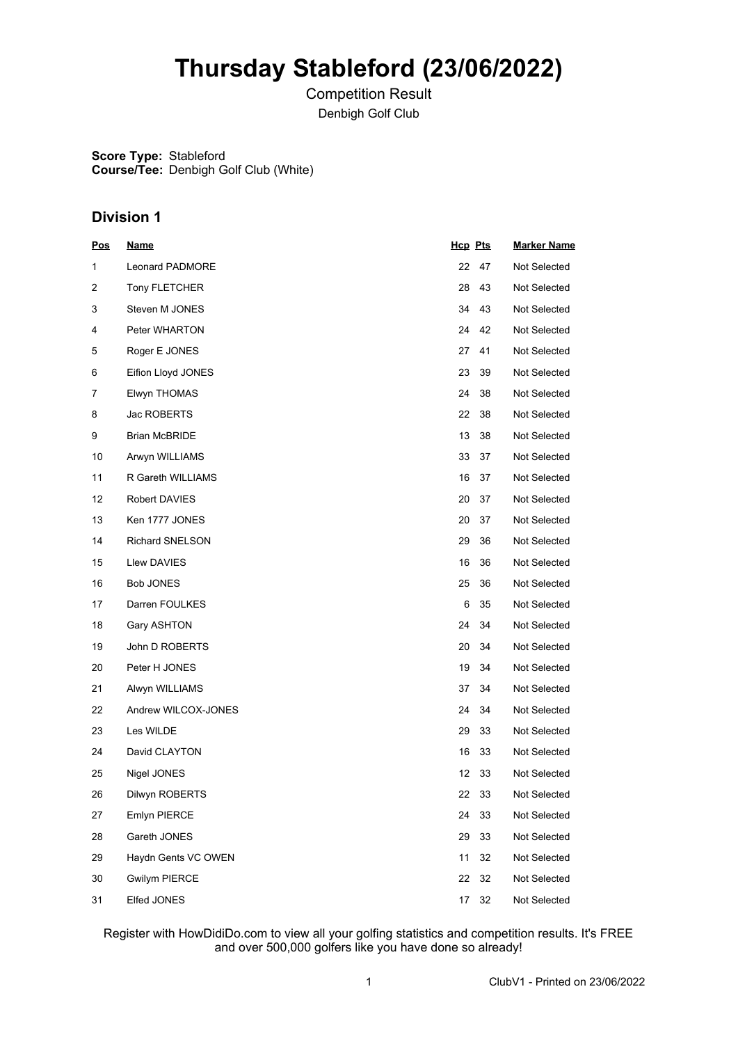# Thursday Stableford (23/06/2022)

Competition Result

Denbigh Golf Club

**Score Type:** Stableford
**Course/Tee:** Denbigh Golf Club (White)

## Division 1

| Pos | Name | Hcp | Pts | Marker Name |
|---|---|---|---|---|
| 1 | Leonard PADMORE | 22 | 47 | Not Selected |
| 2 | Tony FLETCHER | 28 | 43 | Not Selected |
| 3 | Steven M JONES | 34 | 43 | Not Selected |
| 4 | Peter WHARTON | 24 | 42 | Not Selected |
| 5 | Roger E JONES | 27 | 41 | Not Selected |
| 6 | Eifion Lloyd JONES | 23 | 39 | Not Selected |
| 7 | Elwyn THOMAS | 24 | 38 | Not Selected |
| 8 | Jac ROBERTS | 22 | 38 | Not Selected |
| 9 | Brian McBRIDE | 13 | 38 | Not Selected |
| 10 | Arwyn WILLIAMS | 33 | 37 | Not Selected |
| 11 | R Gareth WILLIAMS | 16 | 37 | Not Selected |
| 12 | Robert DAVIES | 20 | 37 | Not Selected |
| 13 | Ken 1777 JONES | 20 | 37 | Not Selected |
| 14 | Richard SNELSON | 29 | 36 | Not Selected |
| 15 | Llew DAVIES | 16 | 36 | Not Selected |
| 16 | Bob JONES | 25 | 36 | Not Selected |
| 17 | Darren FOULKES | 6 | 35 | Not Selected |
| 18 | Gary ASHTON | 24 | 34 | Not Selected |
| 19 | John D ROBERTS | 20 | 34 | Not Selected |
| 20 | Peter H JONES | 19 | 34 | Not Selected |
| 21 | Alwyn WILLIAMS | 37 | 34 | Not Selected |
| 22 | Andrew WILCOX-JONES | 24 | 34 | Not Selected |
| 23 | Les WILDE | 29 | 33 | Not Selected |
| 24 | David CLAYTON | 16 | 33 | Not Selected |
| 25 | Nigel JONES | 12 | 33 | Not Selected |
| 26 | Dilwyn ROBERTS | 22 | 33 | Not Selected |
| 27 | Emlyn PIERCE | 24 | 33 | Not Selected |
| 28 | Gareth JONES | 29 | 33 | Not Selected |
| 29 | Haydn Gents VC OWEN | 11 | 32 | Not Selected |
| 30 | Gwilym PIERCE | 22 | 32 | Not Selected |
| 31 | Elfed JONES | 17 | 32 | Not Selected |

Register with HowDidiDo.com to view all your golfing statistics and competition results. It's FREE and over 500,000 golfers like you have done so already!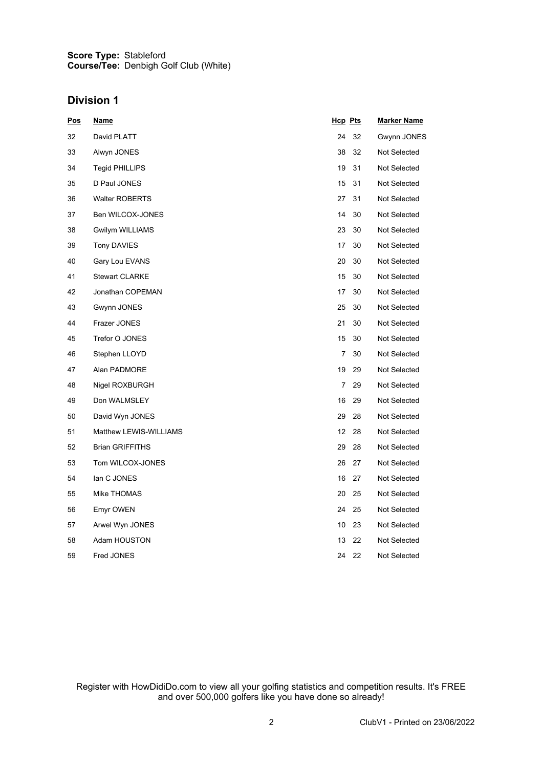**Score Type:** Stableford
**Course/Tee:** Denbigh Golf Club (White)

## Division 1

| Pos | Name | Hcp | Pts | Marker Name |
| --- | --- | --- | --- | --- |
| 32 | David PLATT | 24 | 32 | Gwynn JONES |
| 33 | Alwyn JONES | 38 | 32 | Not Selected |
| 34 | Tegid PHILLIPS | 19 | 31 | Not Selected |
| 35 | D Paul JONES | 15 | 31 | Not Selected |
| 36 | Walter ROBERTS | 27 | 31 | Not Selected |
| 37 | Ben WILCOX-JONES | 14 | 30 | Not Selected |
| 38 | Gwilym WILLIAMS | 23 | 30 | Not Selected |
| 39 | Tony DAVIES | 17 | 30 | Not Selected |
| 40 | Gary Lou EVANS | 20 | 30 | Not Selected |
| 41 | Stewart CLARKE | 15 | 30 | Not Selected |
| 42 | Jonathan COPEMAN | 17 | 30 | Not Selected |
| 43 | Gwynn JONES | 25 | 30 | Not Selected |
| 44 | Frazer JONES | 21 | 30 | Not Selected |
| 45 | Trefor O JONES | 15 | 30 | Not Selected |
| 46 | Stephen LLOYD | 7 | 30 | Not Selected |
| 47 | Alan PADMORE | 19 | 29 | Not Selected |
| 48 | Nigel ROXBURGH | 7 | 29 | Not Selected |
| 49 | Don WALMSLEY | 16 | 29 | Not Selected |
| 50 | David Wyn JONES | 29 | 28 | Not Selected |
| 51 | Matthew LEWIS-WILLIAMS | 12 | 28 | Not Selected |
| 52 | Brian GRIFFITHS | 29 | 28 | Not Selected |
| 53 | Tom WILCOX-JONES | 26 | 27 | Not Selected |
| 54 | Ian C JONES | 16 | 27 | Not Selected |
| 55 | Mike THOMAS | 20 | 25 | Not Selected |
| 56 | Emyr OWEN | 24 | 25 | Not Selected |
| 57 | Arwel Wyn JONES | 10 | 23 | Not Selected |
| 58 | Adam HOUSTON | 13 | 22 | Not Selected |
| 59 | Fred JONES | 24 | 22 | Not Selected |

Register with HowDidiDo.com to view all your golfing statistics and competition results. It's FREE and over 500,000 golfers like you have done so already!

ClubV1 - Printed on 23/06/2022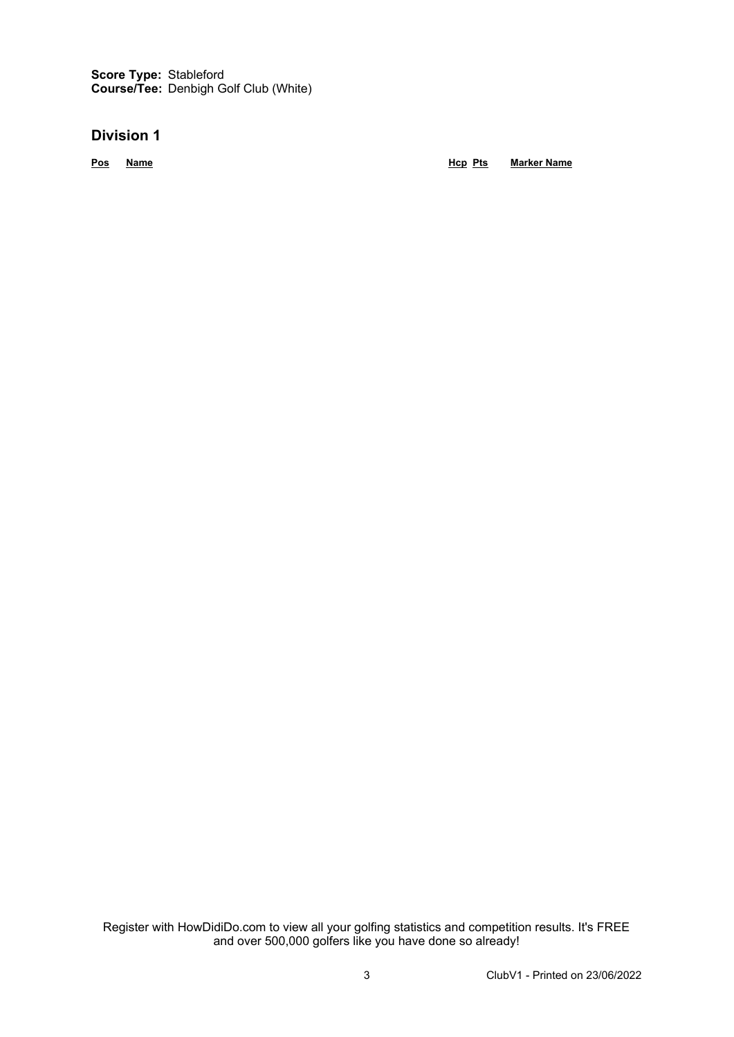**Score Type:** Stableford
**Course/Tee:** Denbigh Golf Club (White)

## Division 1

| Pos | Name | Hcp | Pts | Marker Name |
| --- | --- | --- | --- | --- |

Register with HowDidiDo.com to view all your golfing statistics and competition results. It's FREE and over 500,000 golfers like you have done so already!

ClubV1 - Printed on 23/06/2022